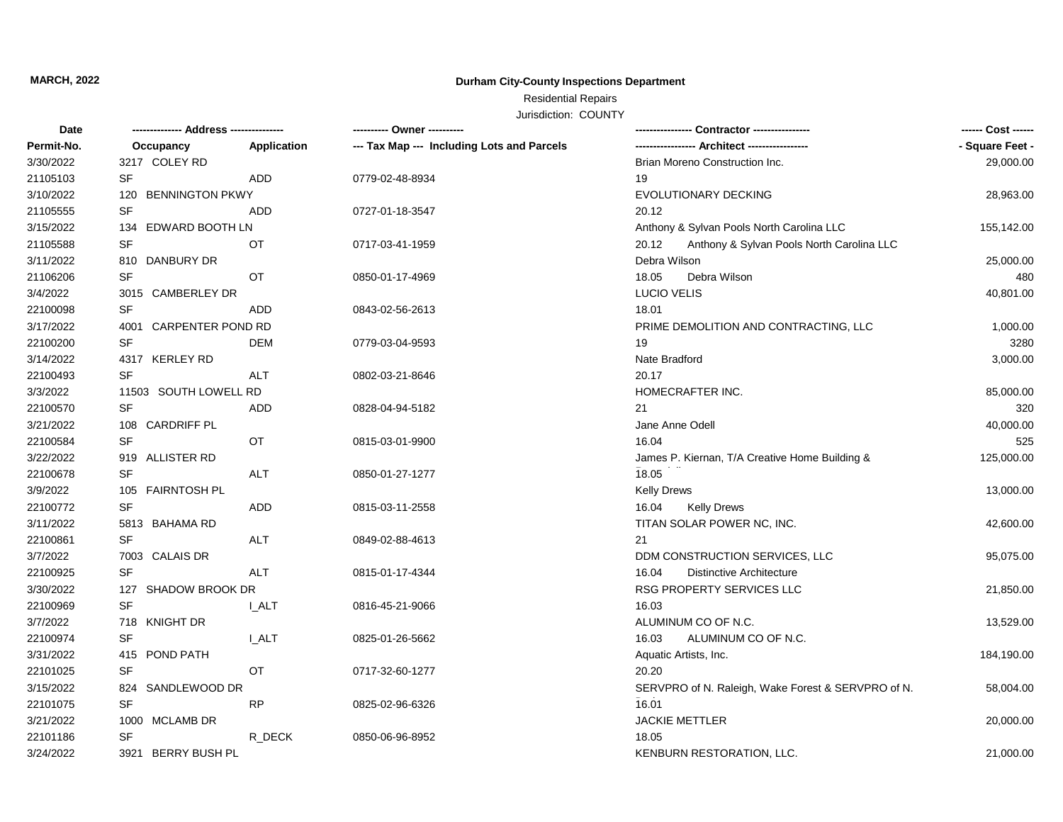**MARCH, 2022**

**Durham City-County Inspections Department**

Residential Repairs

Jurisdiction: COUNTY

| Date<br>Permit-No. | ------------- Address --------------<br>Occupancy | <br>Application | ---------- Owner ----------<br>--- Tax Map --- Including Lots and Parcels | --------------- Contractor ---------------<br>---------------- Architect ---------------- | ------ Cost ------<br>- Square Feet - |
|---|---|---|---|---|---|
| 3/30/2022 | 3217 COLEY RD | | | Brian Moreno Construction Inc. | 29,000.00 |
| 21105103 | SF | ADD | 0779-02-48-8934 | 19 | |
| 3/10/2022 | 120 BENNINGTON PKWY | | | EVOLUTIONARY DECKING | 28,963.00 |
| 21105555 | SF | ADD | 0727-01-18-3547 | 20.12 | |
| 3/15/2022 | 134 EDWARD BOOTH LN | | | Anthony & Sylvan Pools North Carolina LLC | 155,142.00 |
| 21105588 | SF | OT | 0717-03-41-1959 | 20.12 Anthony & Sylvan Pools North Carolina LLC | |
| 3/11/2022 | 810 DANBURY DR | | | Debra Wilson | 25,000.00 |
| 21106206 | SF | OT | 0850-01-17-4969 | 18.05 Debra Wilson | 480 |
| 3/4/2022 | 3015 CAMBERLEY DR | | | LUCIO VELIS | 40,801.00 |
| 22100098 | SF | ADD | 0843-02-56-2613 | 18.01 | |
| 3/17/2022 | 4001 CARPENTER POND RD | | | PRIME DEMOLITION AND CONTRACTING, LLC | 1,000.00 |
| 22100200 | SF | DEM | 0779-03-04-9593 | 19 | 3280 |
| 3/14/2022 | 4317 KERLEY RD | | | Nate Bradford | 3,000.00 |
| 22100493 | SF | ALT | 0802-03-21-8646 | 20.17 | |
| 3/3/2022 | 11503 SOUTH LOWELL RD | | | HOMECRAFTER INC. | 85,000.00 |
| 22100570 | SF | ADD | 0828-04-94-5182 | 21 | 320 |
| 3/21/2022 | 108 CARDRIFF PL | | | Jane Anne Odell | 40,000.00 |
| 22100584 | SF | OT | 0815-03-01-9900 | 16.04 | 525 |
| 3/22/2022 | 919 ALLISTER RD | | | James P. Kiernan, T/A Creative Home Building & | 125,000.00 |
| 22100678 | SF | ALT | 0850-01-27-1277 | 18.05 | |
| 3/9/2022 | 105 FAIRNTOSH PL | | | Kelly Drews | 13,000.00 |
| 22100772 | SF | ADD | 0815-03-11-2558 | 16.04 Kelly Drews | |
| 3/11/2022 | 5813 BAHAMA RD | | | TITAN SOLAR POWER NC, INC. | 42,600.00 |
| 22100861 | SF | ALT | 0849-02-88-4613 | 21 | |
| 3/7/2022 | 7003 CALAIS DR | | | DDM CONSTRUCTION SERVICES, LLC | 95,075.00 |
| 22100925 | SF | ALT | 0815-01-17-4344 | 16.04 Distinctive Architecture | |
| 3/30/2022 | 127 SHADOW BROOK DR | | | RSG PROPERTY SERVICES LLC | 21,850.00 |
| 22100969 | SF | I_ALT | 0816-45-21-9066 | 16.03 | |
| 3/7/2022 | 718 KNIGHT DR | | | ALUMINUM CO OF N.C. | 13,529.00 |
| 22100974 | SF | I_ALT | 0825-01-26-5662 | 16.03 ALUMINUM CO OF N.C. | |
| 3/31/2022 | 415 POND PATH | | | Aquatic Artists, Inc. | 184,190.00 |
| 22101025 | SF | OT | 0717-32-60-1277 | 20.20 | |
| 3/15/2022 | 824 SANDLEWOOD DR | | | SERVPRO of N. Raleigh, Wake Forest & SERVPRO of N. | 58,004.00 |
| 22101075 | SF | RP | 0825-02-96-6326 | 16.01 | |
| 3/21/2022 | 1000 MCLAMB DR | | | JACKIE METTLER | 20,000.00 |
| 22101186 | SF | R_DECK | 0850-06-96-8952 | 18.05 | |
| 3/24/2022 | 3921 BERRY BUSH PL | | | KENBURN RESTORATION, LLC. | 21,000.00 |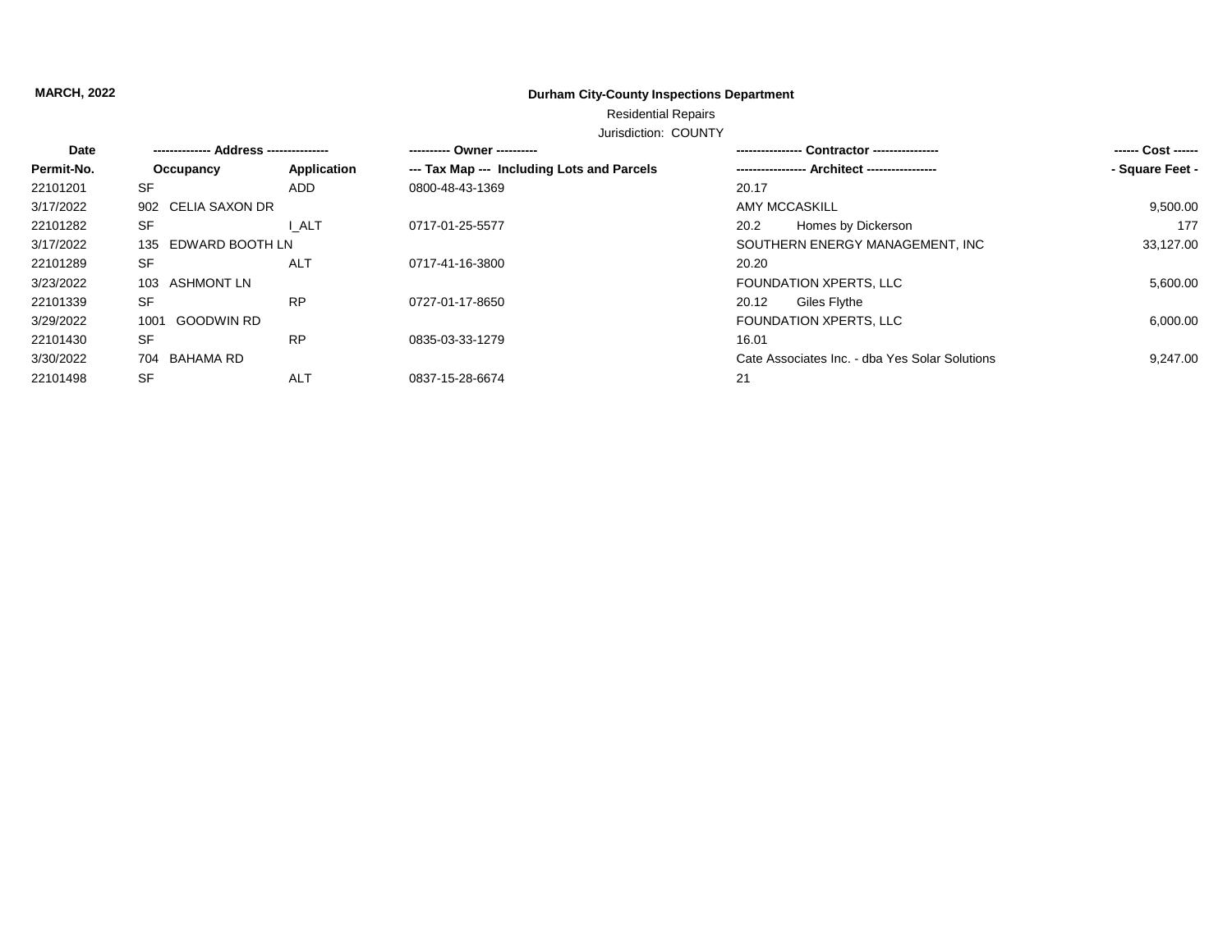**MARCH, 2022**

**Durham City-County Inspections Department**

Residential Repairs

Jurisdiction: COUNTY

| Date | ------------- Address -------------- | | ---------- Owner ---------- | ---------------- Contractor ---------------- | | ------ Cost ------ |
|---|---|---|---|---|---|---|
| **Permit-No.** | **Occupancy** | **Application** | **--- Tax Map --- Including Lots and Parcels** | **----------------- Architect -----------------** | | **- Square Feet -** |
| 22101201 | SF | ADD | 0800-48-43-1369 | 20.17 | | |
| 3/17/2022 | 902 CELIA SAXON DR | | | AMY MCCASKILL | | 9,500.00 |
| 22101282 | SF | I_ALT | 0717-01-25-5577 | 20.2 | Homes by Dickerson | 177 |
| 3/17/2022 | 135 EDWARD BOOTH LN | | | SOUTHERN ENERGY MANAGEMENT, INC | | 33,127.00 |
| 22101289 | SF | ALT | 0717-41-16-3800 | 20.20 | | |
| 3/23/2022 | 103 ASHMONT LN | | | FOUNDATION XPERTS, LLC | | 5,600.00 |
| 22101339 | SF | RP | 0727-01-17-8650 | 20.12 | Giles Flythe | |
| 3/29/2022 | 1001 GOODWIN RD | | | FOUNDATION XPERTS, LLC | | 6,000.00 |
| 22101430 | SF | RP | 0835-03-33-1279 | 16.01 | | |
| 3/30/2022 | 704 BAHAMA RD | | | Cate Associates Inc. - dba Yes Solar Solutions | | 9,247.00 |
| 22101498 | SF | ALT | 0837-15-28-6674 | 21 | | |